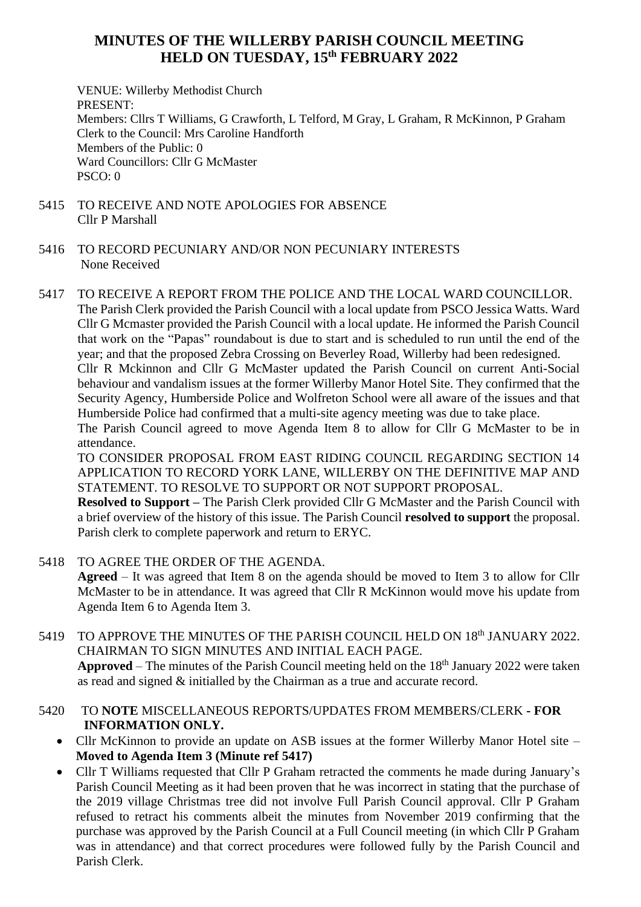# MINUTES OF THE WILLERBY PARISH COUNCIL MEETING HELD ON TUESDAY, 15th FEBRUARY 2022

VENUE: Willerby Methodist Church
PRESENT:
Members: Cllrs T Williams, G Crawforth, L Telford, M Gray, L Graham, R McKinnon, P Graham
Clerk to the Council: Mrs Caroline Handforth
Members of the Public: 0
Ward Councillors: Cllr G McMaster
PSCO: 0

5415 TO RECEIVE AND NOTE APOLOGIES FOR ABSENCE
Cllr P Marshall

5416 TO RECORD PECUNIARY AND/OR NON PECUNIARY INTERESTS
None Received

5417 TO RECEIVE A REPORT FROM THE POLICE AND THE LOCAL WARD COUNCILLOR.
The Parish Clerk provided the Parish Council with a local update from PSCO Jessica Watts. Ward Cllr G Mcmaster provided the Parish Council with a local update. He informed the Parish Council that work on the "Papas" roundabout is due to start and is scheduled to run until the end of the year; and that the proposed Zebra Crossing on Beverley Road, Willerby had been redesigned.
Cllr R Mckinnon and Cllr G McMaster updated the Parish Council on current Anti-Social behaviour and vandalism issues at the former Willerby Manor Hotel Site. They confirmed that the Security Agency, Humberside Police and Wolfreton School were all aware of the issues and that Humberside Police had confirmed that a multi-site agency meeting was due to take place.
The Parish Council agreed to move Agenda Item 8 to allow for Cllr G McMaster to be in attendance.
TO CONSIDER PROPOSAL FROM EAST RIDING COUNCIL REGARDING SECTION 14 APPLICATION TO RECORD YORK LANE, WILLERBY ON THE DEFINITIVE MAP AND STATEMENT. TO RESOLVE TO SUPPORT OR NOT SUPPORT PROPOSAL.
**Resolved to Support –** The Parish Clerk provided Cllr G McMaster and the Parish Council with a brief overview of the history of this issue. The Parish Council **resolved to support** the proposal. Parish clerk to complete paperwork and return to ERYC.

5418 TO AGREE THE ORDER OF THE AGENDA.
**Agreed** – It was agreed that Item 8 on the agenda should be moved to Item 3 to allow for Cllr McMaster to be in attendance. It was agreed that Cllr R McKinnon would move his update from Agenda Item 6 to Agenda Item 3.

5419 TO APPROVE THE MINUTES OF THE PARISH COUNCIL HELD ON 18th JANUARY 2022. CHAIRMAN TO SIGN MINUTES AND INITIAL EACH PAGE.
**Approved** – The minutes of the Parish Council meeting held on the 18th January 2022 were taken as read and signed & initialled by the Chairman as a true and accurate record.

5420 TO **NOTE** MISCELLANEOUS REPORTS/UPDATES FROM MEMBERS/CLERK **- FOR INFORMATION ONLY.**

- Cllr McKinnon to provide an update on ASB issues at the former Willerby Manor Hotel site – **Moved to Agenda Item 3 (Minute ref 5417)**
- Cllr T Williams requested that Cllr P Graham retracted the comments he made during January's Parish Council Meeting as it had been proven that he was incorrect in stating that the purchase of the 2019 village Christmas tree did not involve Full Parish Council approval. Cllr P Graham refused to retract his comments albeit the minutes from November 2019 confirming that the purchase was approved by the Parish Council at a Full Council meeting (in which Cllr P Graham was in attendance) and that correct procedures were followed fully by the Parish Council and Parish Clerk.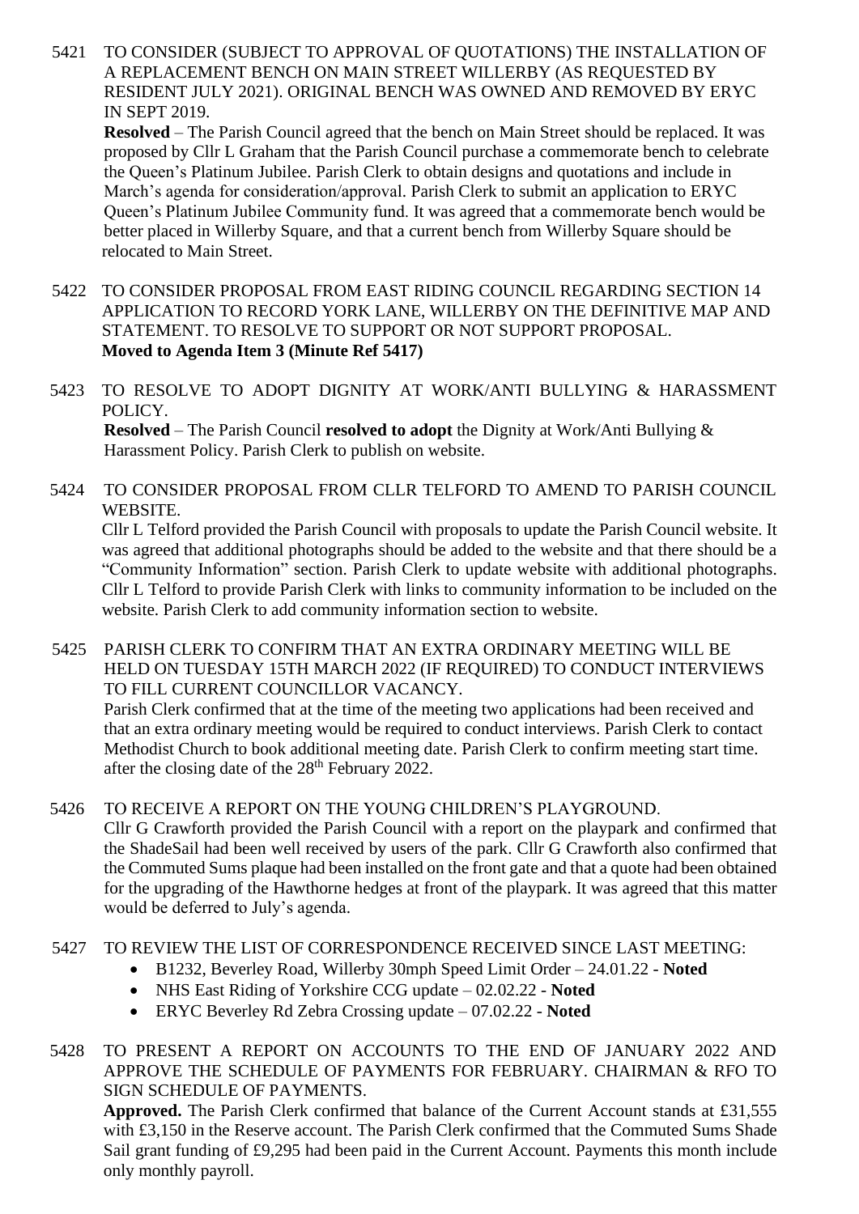5421 TO CONSIDER (SUBJECT TO APPROVAL OF QUOTATIONS) THE INSTALLATION OF A REPLACEMENT BENCH ON MAIN STREET WILLERBY (AS REQUESTED BY RESIDENT JULY 2021). ORIGINAL BENCH WAS OWNED AND REMOVED BY ERYC IN SEPT 2019.

**Resolved** – The Parish Council agreed that the bench on Main Street should be replaced. It was proposed by Cllr L Graham that the Parish Council purchase a commemorate bench to celebrate the Queen's Platinum Jubilee. Parish Clerk to obtain designs and quotations and include in March's agenda for consideration/approval. Parish Clerk to submit an application to ERYC Queen's Platinum Jubilee Community fund. It was agreed that a commemorate bench would be better placed in Willerby Square, and that a current bench from Willerby Square should be relocated to Main Street.

5422 TO CONSIDER PROPOSAL FROM EAST RIDING COUNCIL REGARDING SECTION 14 APPLICATION TO RECORD YORK LANE, WILLERBY ON THE DEFINITIVE MAP AND STATEMENT. TO RESOLVE TO SUPPORT OR NOT SUPPORT PROPOSAL.

**Moved to Agenda Item 3 (Minute Ref 5417)**

5423 TO RESOLVE TO ADOPT DIGNITY AT WORK/ANTI BULLYING & HARASSMENT POLICY.

**Resolved** – The Parish Council **resolved to adopt** the Dignity at Work/Anti Bullying & Harassment Policy. Parish Clerk to publish on website.

5424 TO CONSIDER PROPOSAL FROM CLLR TELFORD TO AMEND TO PARISH COUNCIL WEBSITE.

Cllr L Telford provided the Parish Council with proposals to update the Parish Council website. It was agreed that additional photographs should be added to the website and that there should be a "Community Information" section. Parish Clerk to update website with additional photographs. Cllr L Telford to provide Parish Clerk with links to community information to be included on the website. Parish Clerk to add community information section to website.

5425 PARISH CLERK TO CONFIRM THAT AN EXTRA ORDINARY MEETING WILL BE HELD ON TUESDAY 15TH MARCH 2022 (IF REQUIRED) TO CONDUCT INTERVIEWS TO FILL CURRENT COUNCILLOR VACANCY.

Parish Clerk confirmed that at the time of the meeting two applications had been received and that an extra ordinary meeting would be required to conduct interviews. Parish Clerk to contact Methodist Church to book additional meeting date. Parish Clerk to confirm meeting start time. after the closing date of the 28th February 2022.

5426 TO RECEIVE A REPORT ON THE YOUNG CHILDREN'S PLAYGROUND.

Cllr G Crawforth provided the Parish Council with a report on the playpark and confirmed that the ShadeSail had been well received by users of the park. Cllr G Crawforth also confirmed that the Commuted Sums plaque had been installed on the front gate and that a quote had been obtained for the upgrading of the Hawthorne hedges at front of the playpark. It was agreed that this matter would be deferred to July's agenda.

5427 TO REVIEW THE LIST OF CORRESPONDENCE RECEIVED SINCE LAST MEETING:

- B1232, Beverley Road, Willerby 30mph Speed Limit Order – 24.01.22 - **Noted**
- NHS East Riding of Yorkshire CCG update – 02.02.22 - **Noted**
- ERYC Beverley Rd Zebra Crossing update – 07.02.22 - **Noted**

5428 TO PRESENT A REPORT ON ACCOUNTS TO THE END OF JANUARY 2022 AND APPROVE THE SCHEDULE OF PAYMENTS FOR FEBRUARY. CHAIRMAN & RFO TO SIGN SCHEDULE OF PAYMENTS.

**Approved.** The Parish Clerk confirmed that balance of the Current Account stands at £31,555 with £3,150 in the Reserve account. The Parish Clerk confirmed that the Commuted Sums Shade Sail grant funding of £9,295 had been paid in the Current Account. Payments this month include only monthly payroll.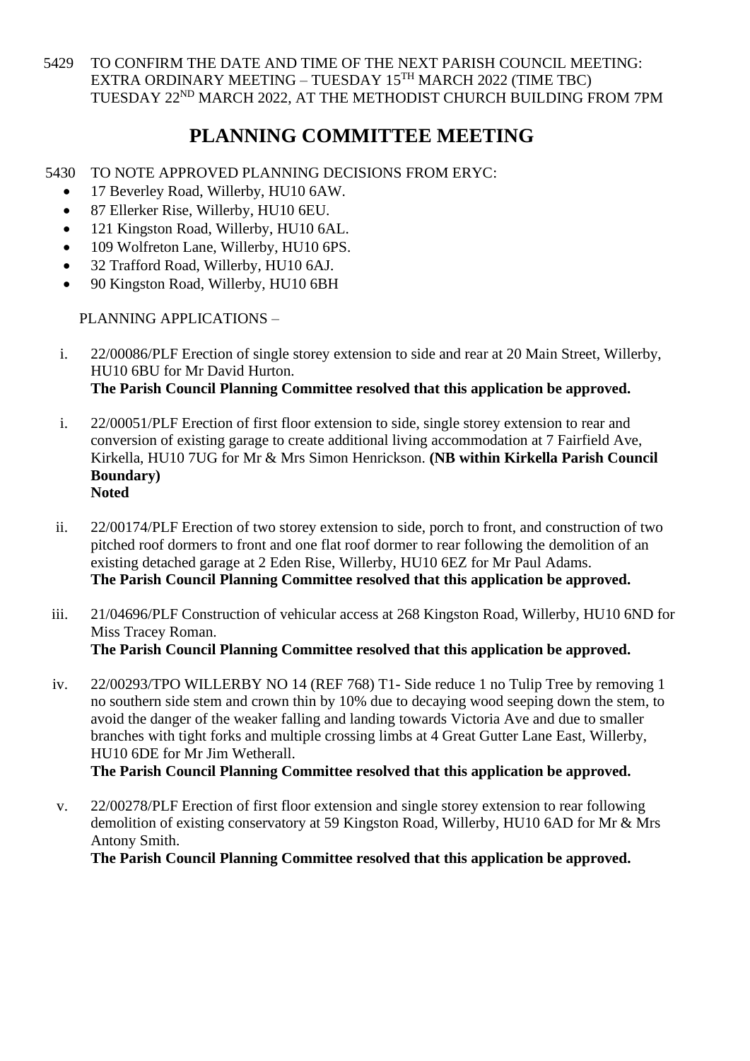5429 TO CONFIRM THE DATE AND TIME OF THE NEXT PARISH COUNCIL MEETING: EXTRA ORDINARY MEETING – TUESDAY 15TH MARCH 2022 (TIME TBC) TUESDAY 22ND MARCH 2022, AT THE METHODIST CHURCH BUILDING FROM 7PM

# PLANNING COMMITTEE MEETING

5430 TO NOTE APPROVED PLANNING DECISIONS FROM ERYC:

- 17 Beverley Road, Willerby, HU10 6AW.
- 87 Ellerker Rise, Willerby, HU10 6EU.
- 121 Kingston Road, Willerby, HU10 6AL.
- 109 Wolfreton Lane, Willerby, HU10 6PS.
- 32 Trafford Road, Willerby, HU10 6AJ.
- 90 Kingston Road, Willerby, HU10 6BH

PLANNING APPLICATIONS –

i. 22/00086/PLF Erection of single storey extension to side and rear at 20 Main Street, Willerby, HU10 6BU for Mr David Hurton.
**The Parish Council Planning Committee resolved that this application be approved.**

i. 22/00051/PLF Erection of first floor extension to side, single storey extension to rear and conversion of existing garage to create additional living accommodation at 7 Fairfield Ave, Kirkella, HU10 7UG for Mr & Mrs Simon Henrickson. **(NB within Kirkella Parish Council Boundary)**
**Noted**

ii. 22/00174/PLF Erection of two storey extension to side, porch to front, and construction of two pitched roof dormers to front and one flat roof dormer to rear following the demolition of an existing detached garage at 2 Eden Rise, Willerby, HU10 6EZ for Mr Paul Adams.
**The Parish Council Planning Committee resolved that this application be approved.**

iii. 21/04696/PLF Construction of vehicular access at 268 Kingston Road, Willerby, HU10 6ND for Miss Tracey Roman.
**The Parish Council Planning Committee resolved that this application be approved.**

iv. 22/00293/TPO WILLERBY NO 14 (REF 768) T1- Side reduce 1 no Tulip Tree by removing 1 no southern side stem and crown thin by 10% due to decaying wood seeping down the stem, to avoid the danger of the weaker falling and landing towards Victoria Ave and due to smaller branches with tight forks and multiple crossing limbs at 4 Great Gutter Lane East, Willerby, HU10 6DE for Mr Jim Wetherall.
**The Parish Council Planning Committee resolved that this application be approved.**

v. 22/00278/PLF Erection of first floor extension and single storey extension to rear following demolition of existing conservatory at 59 Kingston Road, Willerby, HU10 6AD for Mr & Mrs Antony Smith.
**The Parish Council Planning Committee resolved that this application be approved.**